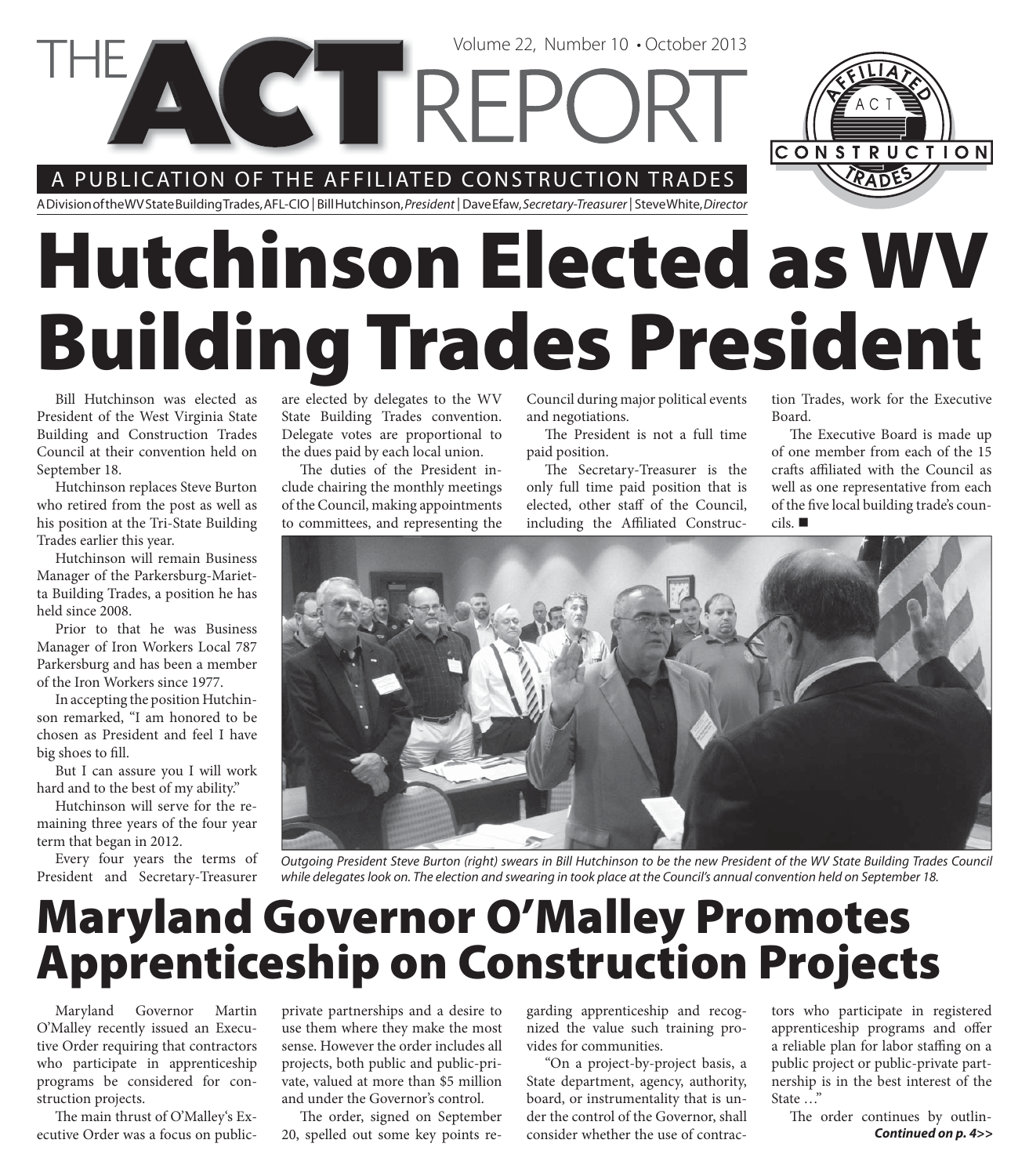# THE ACT REPORT

Volume 22, Number 10 • October 2013

A PUBLICATION OF THE AFFILIATED CONSTRUCTION TRADES

A Division of the WV State Building Trades, AFL-CIO | Bill Hutchinson, *President* | Dave Efaw, *Secretary-Treasurer* | Steve White, *Director*

# Hutchinson Elected as WV Building Trades President

Bill Hutchinson was elected as President of the West Virginia State Building and Construction Trades Council at their convention held on September 18.

Hutchinson replaces Steve Burton who retired from the post as well as his position at the Tri-State Building Trades earlier this year.

Hutchinson will remain Business Manager of the Parkersburg-Marietta Building Trades, a position he has held since 2008.

Prior to that he was Business Manager of Iron Workers Local 787 Parkersburg and has been a member of the Iron Workers since 1977.

In accepting the position Hutchinson remarked, "I am honored to be chosen as President and feel I have big shoes to fill.

But I can assure you I will work hard and to the best of my ability."

Hutchinson will serve for the remaining three years of the four year term that began in 2012.

Every four years the terms of President and Secretary-Treasurer are elected by delegates to the WV State Building Trades convention. Delegate votes are proportional to the dues paid by each local union.

The duties of the President include chairing the monthly meetings of the Council, making appointments to committees, and representing the Council during major political events and negotiations.

The President is not a full time paid position.

The Secretary-Treasurer is the only full time paid position that is elected, other staff of the Council, including the Affiliated Construction Trades, work for the Executive Board.

The Executive Board is made up of one member from each of the 15 crafts affiliated with the Council as well as one representative from each of the five local building trade's councils. ■

*Outgoing President Steve Burton (right) swears in Bill Hutchinson to be the new President of the WV State Building Trades Council while delegates look on. The election and swearing in took place at the Council's annual convention held on September 18.*

# Maryland Governor O'Malley Promotes Apprenticeship on Construction Projects

Maryland Governor Martin O'Malley recently issued an Executive Order requiring that contractors who participate in apprenticeship programs be considered for construction projects.

The main thrust of O'Malley's Executive Order was a focus on public-private partnerships and a desire to use them where they make the most sense. However the order includes all projects, both public and public-private, valued at more than $5 million and under the Governor's control.

The order, signed on September 20, spelled out some key points regarding apprenticeship and recognized the value such training provides for communities.

"On a project-by-project basis, a State department, agency, authority, board, or instrumentality that is under the control of the Governor, shall consider whether the use of contractors who participate in registered apprenticeship programs and offer a reliable plan for labor staffing on a public project or public-private partnership is in the best interest of the State …"

The order continues by outlin-

***Continued on p. 4>>***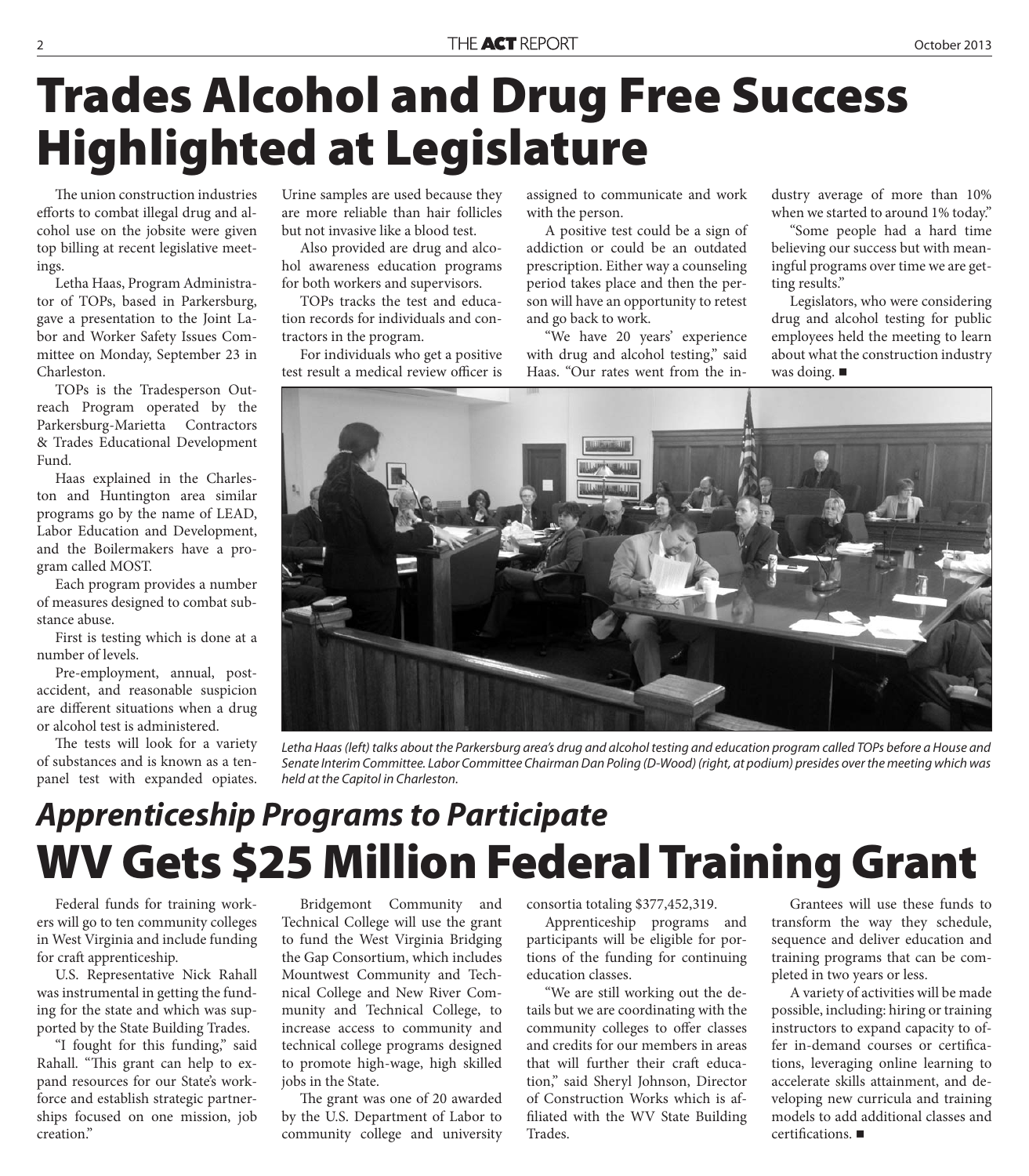# Trades Alcohol and Drug Free Success Highlighted at Legislature

The union construction industries efforts to combat illegal drug and alcohol use on the jobsite were given top billing at recent legislative meetings.

Letha Haas, Program Administrator of TOPs, based in Parkersburg, gave a presentation to the Joint Labor and Worker Safety Issues Committee on Monday, September 23 in Charleston.

TOPs is the Tradesperson Outreach Program operated by the Parkersburg-Marietta Contractors & Trades Educational Development Fund.

Haas explained in the Charleston and Huntington area similar programs go by the name of LEAD, Labor Education and Development, and the Boilermakers have a program called MOST.

Each program provides a number of measures designed to combat substance abuse.

First is testing which is done at a number of levels.

Pre-employment, annual, post-accident, and reasonable suspicion are different situations when a drug or alcohol test is administered.

The tests will look for a variety of substances and is known as a ten-panel test with expanded opiates. Urine samples are used because they are more reliable than hair follicles but not invasive like a blood test.

Also provided are drug and alcohol awareness education programs for both workers and supervisors.

TOPs tracks the test and education records for individuals and contractors in the program.

For individuals who get a positive test result a medical review officer is assigned to communicate and work with the person.

A positive test could be a sign of addiction or could be an outdated prescription. Either way a counseling period takes place and then the person will have an opportunity to retest and go back to work.

"We have 20 years' experience with drug and alcohol testing," said Haas. "Our rates went from the industry average of more than 10% when we started to around 1% today."

"Some people had a hard time believing our success but with meaningful programs over time we are getting results."

Legislators, who were considering drug and alcohol testing for public employees held the meeting to learn about what the construction industry was doing. ■

*Letha Haas (left) talks about the Parkersburg area's drug and alcohol testing and education program called TOPs before a House and Senate Interim Committee. Labor Committee Chairman Dan Poling (D-Wood) (right, at podium) presides over the meeting which was held at the Capitol in Charleston.*

## *Apprenticeship Programs to Participate*

# WV Gets $25 Million Federal Training Grant

Federal funds for training workers will go to ten community colleges in West Virginia and include funding for craft apprenticeship.

U.S. Representative Nick Rahall was instrumental in getting the funding for the state and which was supported by the State Building Trades.

"I fought for this funding," said Rahall. "This grant can help to expand resources for our State's workforce and establish strategic partnerships focused on one mission, job creation."

Bridgemont Community and Technical College will use the grant to fund the West Virginia Bridging the Gap Consortium, which includes Mountwest Community and Technical College and New River Community and Technical College, to increase access to community and technical college programs designed to promote high-wage, high skilled jobs in the State.

The grant was one of 20 awarded by the U.S. Department of Labor to community college and university consortia totaling $377,452,319.

Apprenticeship programs and participants will be eligible for portions of the funding for continuing education classes.

"We are still working out the details but we are coordinating with the community colleges to offer classes and credits for our members in areas that will further their craft education," said Sheryl Johnson, Director of Construction Works which is affiliated with the WV State Building Trades.

Grantees will use these funds to transform the way they schedule, sequence and deliver education and training programs that can be completed in two years or less.

A variety of activities will be made possible, including: hiring or training instructors to expand capacity to offer in-demand courses or certifications, leveraging online learning to accelerate skills attainment, and developing new curricula and training models to add additional classes and certifications. ■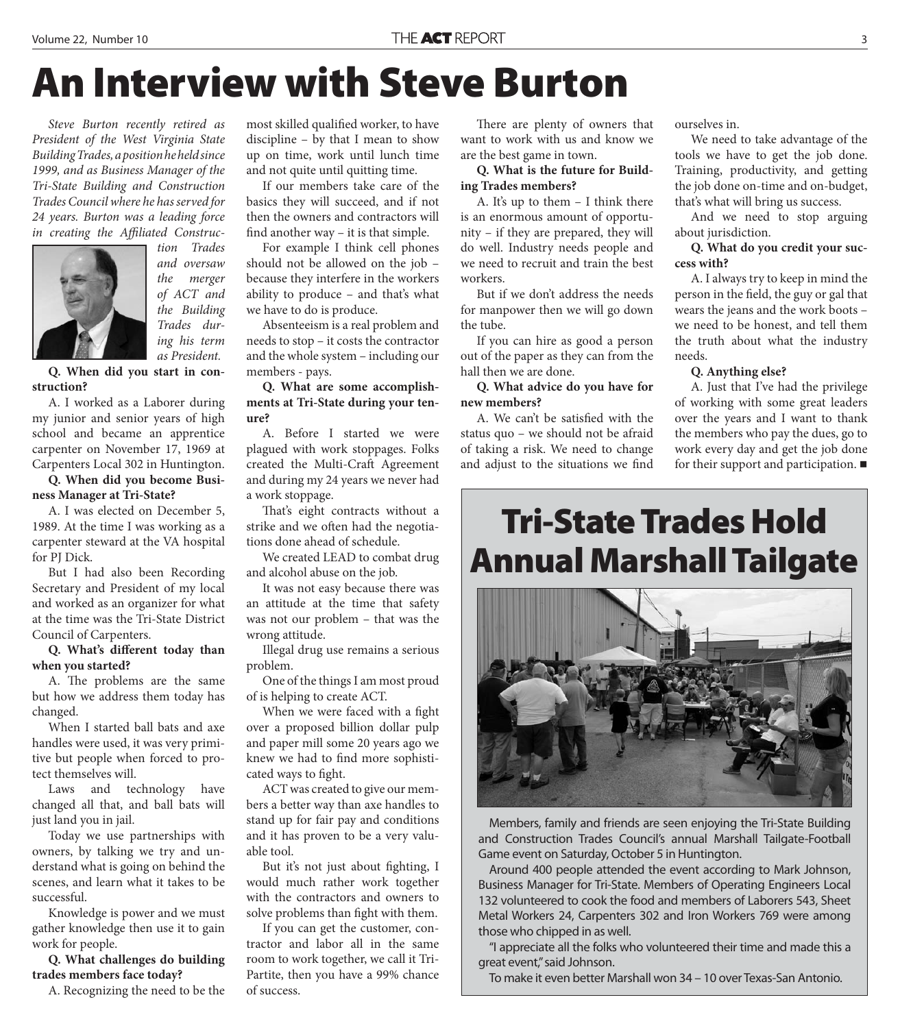# An Interview with Steve Burton

*Steve Burton recently retired as President of the West Virginia State Building Trades, a position he held since 1999, and as Business Manager of the Tri-State Building and Construction Trades Council where he has served for 24 years. Burton was a leading force in creating the Affiliated Construction Trades and oversaw the merger of ACT and the Building Trades during his term as President.*

**Q. When did you start in construction?**

A. I worked as a Laborer during my junior and senior years of high school and became an apprentice carpenter on November 17, 1969 at Carpenters Local 302 in Huntington.

**Q. When did you become Business Manager at Tri-State?**

A. I was elected on December 5, 1989. At the time I was working as a carpenter steward at the VA hospital for PJ Dick.

But I had also been Recording Secretary and President of my local and worked as an organizer for what at the time was the Tri-State District Council of Carpenters.

**Q. What's different today than when you started?**

A. The problems are the same but how we address them today has changed.

When I started ball bats and axe handles were used, it was very primitive but people when forced to protect themselves will.

Laws and technology have changed all that, and ball bats will just land you in jail.

Today we use partnerships with owners, by talking we try and understand what is going on behind the scenes, and learn what it takes to be successful.

Knowledge is power and we must gather knowledge then use it to gain work for people.

**Q. What challenges do building trades members face today?**

A. Recognizing the need to be the most skilled qualified worker, to have discipline – by that I mean to show up on time, work until lunch time and not quite until quitting time.

If our members take care of the basics they will succeed, and if not then the owners and contractors will find another way – it is that simple.

For example I think cell phones should not be allowed on the job – because they interfere in the workers ability to produce – and that's what we have to do is produce.

Absenteeism is a real problem and needs to stop – it costs the contractor and the whole system – including our members - pays.

**Q. What are some accomplishments at Tri-State during your tenure?**

A. Before I started we were plagued with work stoppages. Folks created the Multi-Craft Agreement and during my 24 years we never had a work stoppage.

That's eight contracts without a strike and we often had the negotiations done ahead of schedule.

We created LEAD to combat drug and alcohol abuse on the job.

It was not easy because there was an attitude at the time that safety was not our problem – that was the wrong attitude.

Illegal drug use remains a serious problem.

One of the things I am most proud of is helping to create ACT.

When we were faced with a fight over a proposed billion dollar pulp and paper mill some 20 years ago we knew we had to find more sophisticated ways to fight.

ACT was created to give our members a better way than axe handles to stand up for fair pay and conditions and it has proven to be a very valuable tool.

But it's not just about fighting, I would much rather work together with the contractors and owners to solve problems than fight with them.

If you can get the customer, contractor and labor all in the same room to work together, we call it Tri-Partite, then you have a 99% chance of success.

There are plenty of owners that want to work with us and know we are the best game in town.

**Q. What is the future for Building Trades members?**

A. It's up to them – I think there is an enormous amount of opportunity – if they are prepared, they will do well. Industry needs people and we need to recruit and train the best workers.

But if we don't address the needs for manpower then we will go down the tube.

If you can hire as good a person out of the paper as they can from the hall then we are done.

**Q. What advice do you have for new members?**

A. We can't be satisfied with the status quo – we should not be afraid of taking a risk. We need to change and adjust to the situations we find ourselves in.

We need to take advantage of the tools we have to get the job done. Training, productivity, and getting the job done on-time and on-budget, that's what will bring us success.

And we need to stop arguing about jurisdiction.

**Q. What do you credit your success with?**

A. I always try to keep in mind the person in the field, the guy or gal that wears the jeans and the work boots – we need to be honest, and tell them the truth about what the industry needs.

**Q. Anything else?**

A. Just that I've had the privilege of working with some great leaders over the years and I want to thank the members who pay the dues, go to work every day and get the job done for their support and participation. ■

# Tri-State Trades Hold Annual Marshall Tailgate

Members, family and friends are seen enjoying the Tri-State Building and Construction Trades Council's annual Marshall Tailgate-Football Game event on Saturday, October 5 in Huntington.

Around 400 people attended the event according to Mark Johnson, Business Manager for Tri-State. Members of Operating Engineers Local 132 volunteered to cook the food and members of Laborers 543, Sheet Metal Workers 24, Carpenters 302 and Iron Workers 769 were among those who chipped in as well.

"I appreciate all the folks who volunteered their time and made this a great event," said Johnson.

To make it even better Marshall won 34 – 10 over Texas-San Antonio.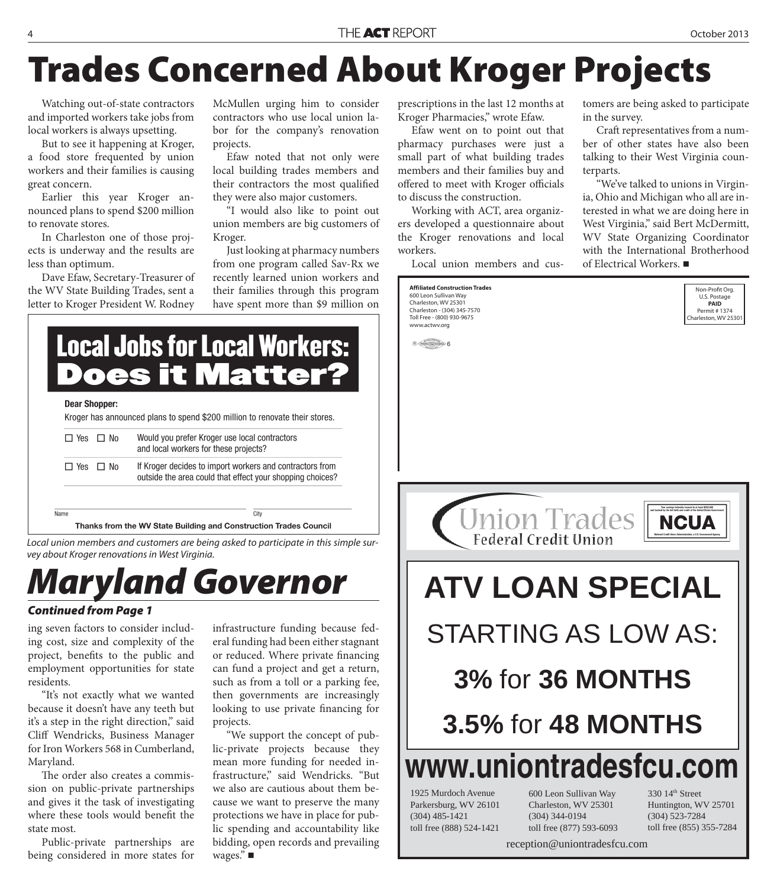# Trades Concerned About Kroger Projects

Watching out-of-state contractors and imported workers take jobs from local workers is always upsetting.

But to see it happening at Kroger, a food store frequented by union workers and their families is causing great concern.

Earlier this year Kroger announced plans to spend $200 million to renovate stores.

In Charleston one of those projects is underway and the results are less than optimum.

Dave Efaw, Secretary-Treasurer of the WV State Building Trades, sent a letter to Kroger President W. Rodney McMullen urging him to consider contractors who use local union labor for the company's renovation projects.

Efaw noted that not only were local building trades members and their contractors the most qualified they were also major customers.

"I would also like to point out union members are big customers of Kroger.

Just looking at pharmacy numbers from one program called Sav-Rx we recently learned union workers and their families through this program have spent more than $9 million on prescriptions in the last 12 months at Kroger Pharmacies," wrote Efaw.

Efaw went on to point out that pharmacy purchases were just a small part of what building trades members and their families buy and offered to meet with Kroger officials to discuss the construction.

Working with ACT, area organizers developed a questionnaire about the Kroger renovations and local workers.

Local union members and customers are being asked to participate in the survey.

Craft representatives from a number of other states have also been talking to their West Virginia counterparts.

"We've talked to unions in Virginia, Ohio and Michigan who all are interested in what we are doing here in West Virginia," said Bert McDermitt, WV State Organizing Coordinator with the International Brotherhood of Electrical Workers. ■

## Local Jobs for Local Workers: Does it Matter?

**Dear Shopper:**

Kroger has announced plans to spend $200 million to renovate their stores.

☐ Yes ☐ No — Would you prefer Kroger use local contractors and local workers for these projects?

☐ Yes ☐ No — If Kroger decides to import workers and contractors from outside the area could that effect your shopping choices?

Name ______________________ City ______________

**Thanks from the WV State Building and Construction Trades Council**

*Local union members and customers are being asked to participate in this simple survey about Kroger renovations in West Virginia.*

**Affiliated Construction Trades**
600 Leon Sullivan Way
Charleston, WV 25301
Charleston - (304) 345-7570
Toll Free - (800) 930-9675
www.actwv.org

Non-Profit Org.
U.S. Postage
**PAID**
Permit # 1374
Charleston, WV 25301

# Maryland Governor

***Continued from Page 1***

ing seven factors to consider including cost, size and complexity of the project, benefits to the public and employment opportunities for state residents.

"It's not exactly what we wanted because it doesn't have any teeth but it's a step in the right direction," said Cliff Wendricks, Business Manager for Iron Workers 568 in Cumberland, Maryland.

The order also creates a commission on public-private partnerships and gives it the task of investigating where these tools would benefit the state most.

Public-private partnerships are being considered in more states for infrastructure funding because federal funding had been either stagnant or reduced. Where private financing can fund a project and get a return, such as from a toll or a parking fee, then governments are increasingly looking to use private financing for projects.

"We support the concept of public-private projects because they mean more funding for needed infrastructure," said Wendricks. "But we also are cautious about them because we want to preserve the many protections we have in place for public spending and accountability like bidding, open records and prevailing wages." ■

Union Trades Federal Credit Union

NCUA

## ATV LOAN SPECIAL

STARTING AS LOW AS:

**3%** for **36 MONTHS**

**3.5%** for **48 MONTHS**

**www.uniontradesfcu.com**

1925 Murdoch Avenue
Parkersburg, WV 26101
(304) 485-1421
toll free (888) 524-1421

600 Leon Sullivan Way
Charleston, WV 25301
(304) 344-0194
toll free (877) 593-6093

330 14th Street
Huntington, WV 25701
(304) 523-7284
toll free (855) 355-7284

reception@uniontradesfcu.com